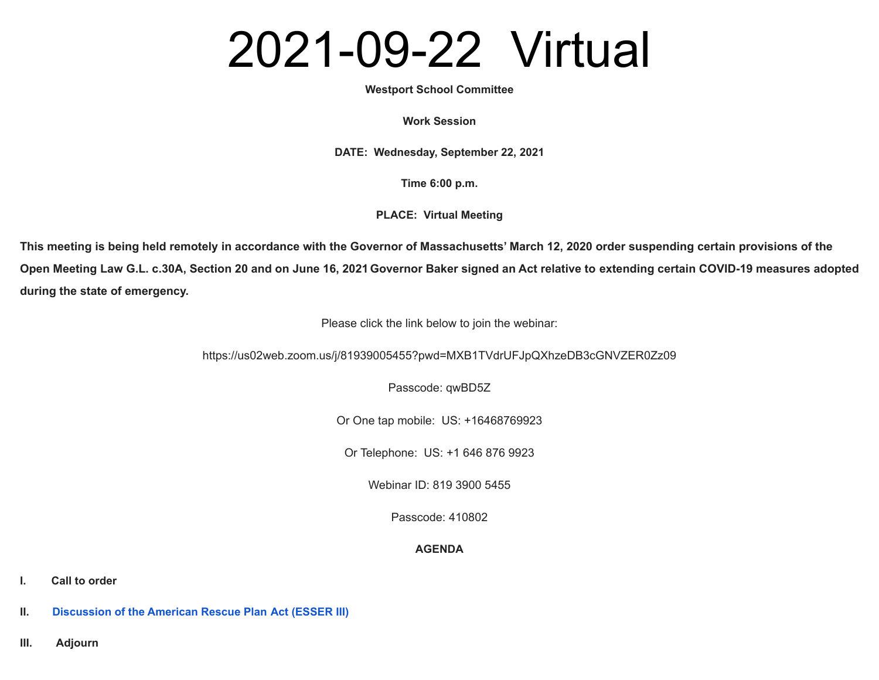# 2021-09-22 Virtual

**Westport School Committee**

**Work Session**

**DATE: Wednesday, September 22, 2021**

**Time 6:00 p.m.**

**PLACE: Virtual Meeting**

**This meeting is being held remotely in accordance with the Governor of Massachusetts' March 12, 2020 order suspending certain provisions of the Open Meeting Law G.L. c.30A, Section 20 and on June 16, 2021 Governor Baker signed an Act relative to extending certain COVID-19 measures adopted during the state of emergency.**

Please click the link below to join the webinar:

https://us02web.zoom.us/j/81939005455?pwd=MXB1TVdrUFJpQXhzeDB3cGNVZER0Zz09

Passcode: qwBD5Z

Or One tap mobile: US: +16468769923

Or Telephone: US: +1 646 876 9923

Webinar ID: 819 3900 5455

Passcode: 410802

**AGENDA**

**I. Call to order**

**II. Discussion of the American Rescue Plan Act (ESSER III)**

**III. Adjourn**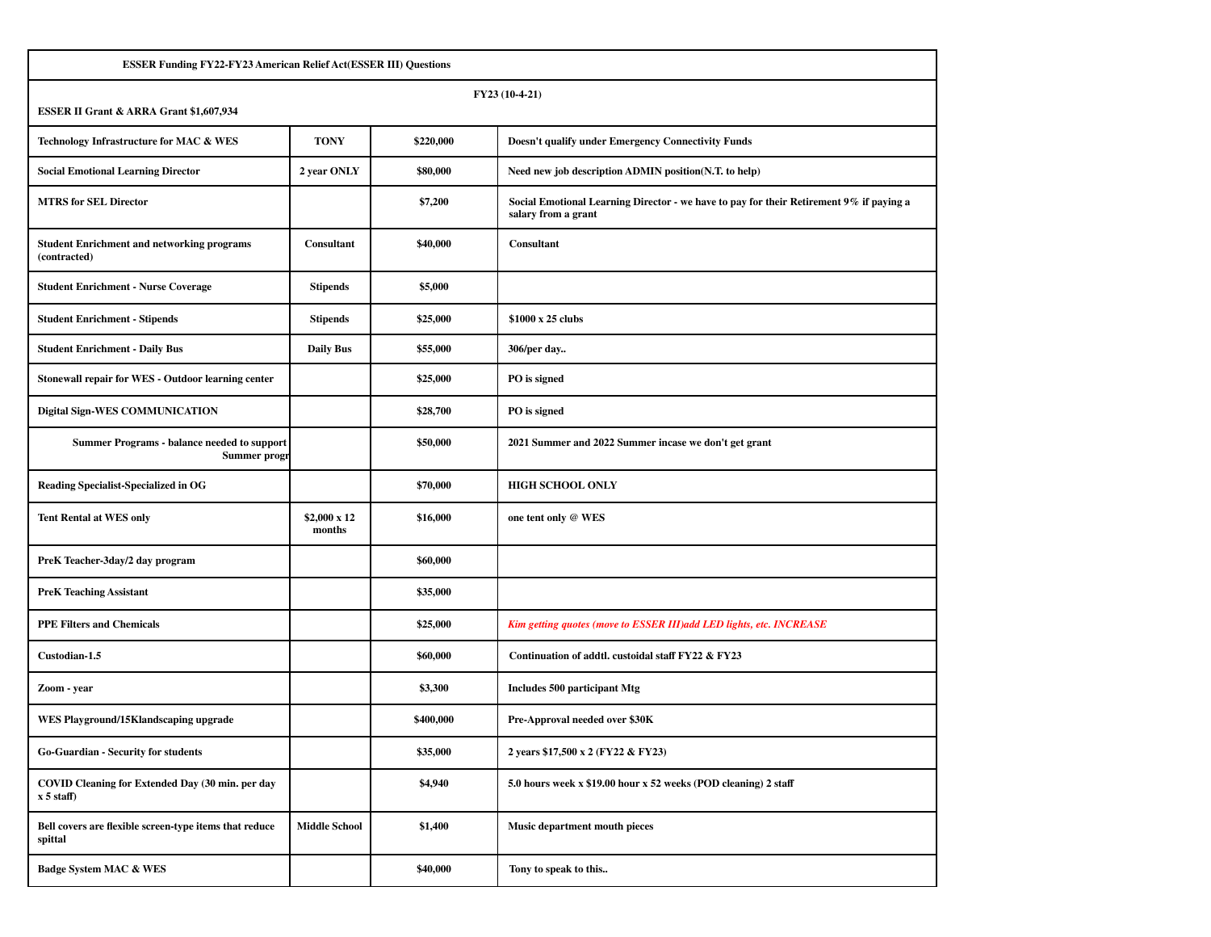| ESSER Funding FY22-FY23 American Relief Act(ESSER III) Questions | | | |
|---|---|---|---|
| **ESSER II Grant & ARRA Grant $1,607,934** | | | **FY23 (10-4-21)** |
| Technology Infrastructure for MAC & WES | TONY | $220,000 | Doesn't qualify under Emergency Connectivity Funds |
| Social Emotional Learning Director | 2 year ONLY | $80,000 | Need new job description ADMIN position(N.T. to help) |
| MTRS for SEL Director | | $7,200 | Social Emotional Learning Director - we have to pay for their Retirement 9% if paying a salary from a grant |
| Student Enrichment and networking programs (contracted) | Consultant | $40,000 | Consultant |
| Student Enrichment - Nurse Coverage | Stipends | $5,000 | |
| Student Enrichment - Stipends | Stipends | $25,000 | $1000 x 25 clubs |
| Student Enrichment - Daily Bus | Daily Bus | $55,000 | 306/per day.. |
| Stonewall repair for WES - Outdoor learning center | | $25,000 | PO is signed |
| Digital Sign-WES COMMUNICATION | | $28,700 | PO is signed |
| Summer Programs - balance needed to support Summer progr | | $50,000 | 2021 Summer and 2022 Summer incase we don't get grant |
| Reading Specialist-Specialized in OG | | $70,000 | HIGH SCHOOL ONLY |
| Tent Rental at WES only | $2,000 x 12 months | $16,000 | one tent only @ WES |
| PreK Teacher-3day/2 day program | | $60,000 | |
| PreK Teaching Assistant | | $35,000 | |
| PPE Filters and Chemicals | | $25,000 | *Kim getting quotes (move to ESSER III)add LED lights, etc. INCREASE* |
| Custodian-1.5 | | $60,000 | Continuation of addtl. custoidal staff FY22 & FY23 |
| Zoom - year | | $3,300 | Includes 500 participant Mtg |
| WES Playground/15Klandscaping upgrade | | $400,000 | Pre-Approval needed over $30K |
| Go-Guardian - Security for students | | $35,000 | 2 years $17,500 x 2 (FY22 & FY23) |
| COVID Cleaning for Extended Day (30 min. per day x 5 staff) | | $4,940 | 5.0 hours week x $19.00 hour x 52 weeks (POD cleaning) 2 staff |
| Bell covers are flexible screen-type items that reduce spittal | Middle School | $1,400 | Music department mouth pieces |
| Badge System MAC & WES | | $40,000 | Tony to speak to this.. |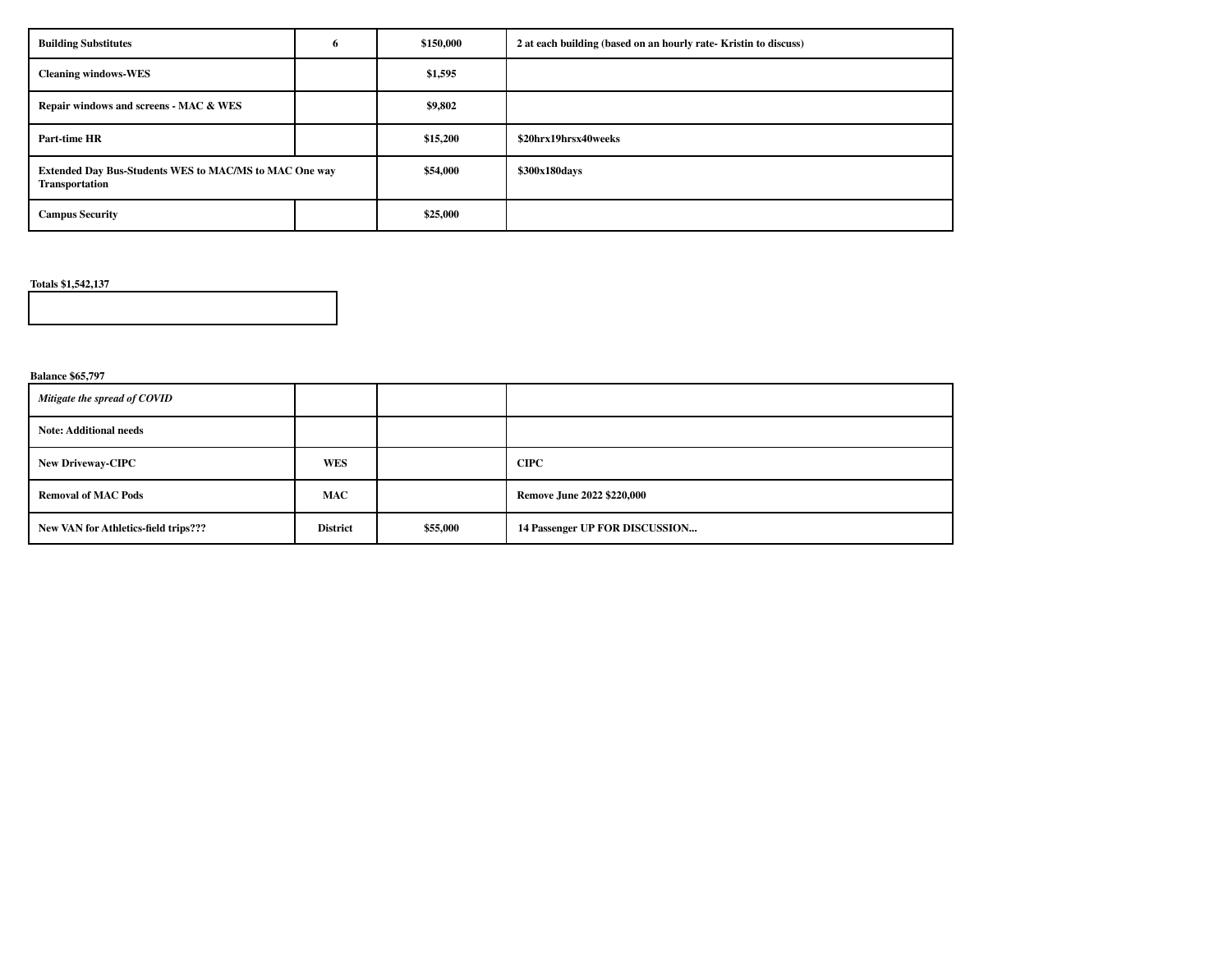| | | | |
|---|---|---|---|
| **Building Substitutes** | **6** | **$150,000** | **2 at each building (based on an hourly rate- Kristin to discuss)** |
| **Cleaning windows-WES** | | **$1,595** | |
| **Repair windows and screens - MAC & WES** | | **$9,802** | |
| **Part-time HR** | | **$15,200** | **$20hrx19hrsx40weeks** |
| **Extended Day Bus-Students WES to MAC/MS to MAC One way Transportation** | | **$54,000** | **$300x180days** |
| **Campus Security** | | **$25,000** | |

**Totals $1,542,137**

**Balance $65,797**

| | | | |
|---|---|---|---|
| ***Mitigate the spread of COVID*** | | | |
| **Note: Additional needs** | | | |
| **New Driveway-CIPC** | **WES** | | **CIPC** |
| **Removal of MAC Pods** | **MAC** | | **Remove June 2022 $220,000** |
| **New VAN for Athletics-field trips???** | **District** | **$55,000** | **14 Passenger UP FOR DISCUSSION...** |